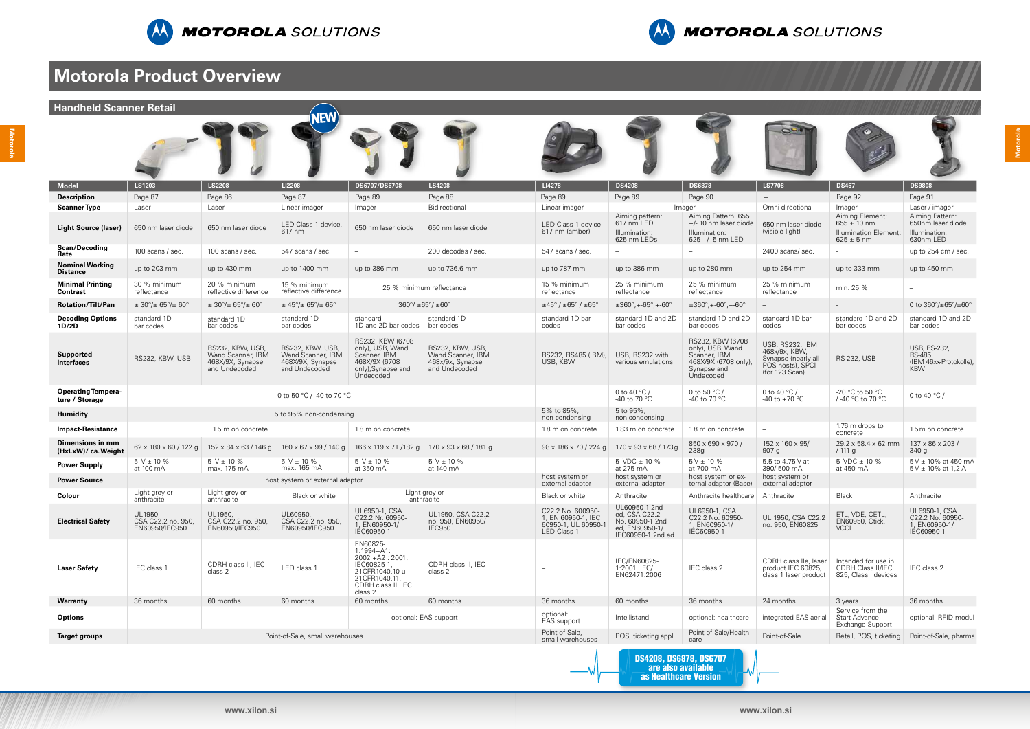# Motorola Product Overview

## Handheld Scanner Retail

| Model | LS1203 | LS2208 | LI2208 (NEW) | DS6707/DS6708 | LS4208 | LI4278 | DS4208 | DS6878 | LS7708 | DS457 | DS9808 |
|---|---|---|---|---|---|---|---|---|---|---|---|
| Description | Page 87 | Page 86 | Page 87 | Page 89 | Page 88 | Page 89 | Page 89 | Page 90 | – | Page 92 | Page 91 |
| Scanner Type | Laser | Laser | Linear imager | Imager | Bidirectional | Linear imager | Imager | | Omni-directional | Imager | Laser / imager |
| Light Source (laser) | 650 nm laser diode | 650 nm laser diode | LED Class 1 device, 617 nm | 650 nm laser diode | 650 nm laser diode | LED Class 1 device 617 nm (amber) | Aiming pattern: 617 nm LED Illumination: 625 nm LEDs | Aiming Pattern: 655 +/- 10 nm laser diode Illumination: 625 +/- 5 nm LED | 650 nm laser diode (visible light) | Aiming Element: 655 ± 10 nm Illumination Element: 625 ± 5 nm | Aiming Pattern: 650nm laser diode Illumination: 630nm LED |
| Scan/Decoding Rate | 100 scans / sec. | 100 scans / sec. | 547 scans / sec. | – | 200 decodes / sec. | 547 scans / sec. | – | – | 2400 scans/ sec. | - | up to 254 cm / sec. |
| Nominal Working Distance | up to 203 mm | up to 430 mm | up to 1400 mm | up to 386 mm | up to 736.6 mm | up to 787 mm | up to 386 mm | up to 280 mm | up to 254 mm | up to 333 mm | up to 450 mm |
| Minimal Printing Contrast | 30 % minimum reflectance | 20 % minimum reflective difference | 15 % minimum reflective difference | 25 % minimum reflectance | | 15 % minimum reflectance | 25 % minimum reflectance | 25 % minimum reflectance | 25 % minimum reflectance | min. 25 % | – |
| Rotation/Tilt/Pan | ± 30°/± 65°/± 60° | ± 30°/± 65°/± 60° | ± 45°/± 65°/± 65° | 360°/ ±65°/ ±60° | | ±45° / ±65° / ±65° | ±360°,+-65°,+-60° | ±360°,+-60°,+-60° | – | - | 0 to 360°/±65°/±60° |
| Decoding Options 1D/2D | standard 1D bar codes | standard 1D bar codes | standard 1D bar codes | standard 1D and 2D bar codes | standard 1D bar codes | standard 1D bar codes | standard 1D and 2D bar codes | standard 1D and 2D bar codes | standard 1D bar codes | standard 1D and 2D bar codes | standard 1D and 2D bar codes |
| Supported Interfaces | RS232, KBW, USB | RS232, KBW, USB, Wand Scanner, IBM 468X/9X, Synapse and Undecoded | RS232, KBW, USB, Wand Scanner, IBM 468X/9X, Synapse and Undecoded | RS232, KBW (6708 only), USB, Wand Scanner, IBM 468X/9X (6708 only),Synapse and Undecoded | RS232, KBW, USB, Wand Scanner, IBM 468x/9x, Synapse and Undecoded | RS232, RS485 (IBM), USB, KBW | USB, RS232 with various emulations | RS232, KBW (6708 only), USB, Wand Scanner, IBM 468X/9X (6708 only), Synapse and Undecoded | USB, RS232, IBM 468x/9x, KBW, Synapse (nearly all POS hosts), SPCI (for 123 Scan) | RS-232, USB | USB, RS-232, RS-485 (IBM 46xx-Protokolle), KBW |
| Operating Temperature / Storage | 0 to 50 °C / -40 to 70 °C | | | | | | 0 to 40 °C / -40 to 70 °C | 0 to 50 °C / -40 to 70 °C | 0 to 40 °C / -40 to +70 °C | -20 °C to 50 °C / -40 °C to 70 °C | 0 to 40 °C / - |
| Humidity | 5 to 95% non-condensing | | | | | 5% to 85%, non-condensing | 5 to 95%, non-condensing | | | | |
| Impact-Resistance | 1.5 m on concrete | | | 1.8 m on concrete | | 1.8 m on concrete | 1.83 m on concrete | 1.8 m on concrete | – | 1.76 m drops to concrete | 1.5m on concrete |
| Dimensions in mm (HxLxW)/ ca. Weight | 62 x 180 x 60 / 122 g | 152 x 84 x 63 / 146 g | 160 x 67 x 99 / 140 g | 166 x 119 x 71 /182 g | 170 x 93 x 68 / 181 g | 98 x 186 x 70 / 224 g | 170 x 93 x 68 / 173g | 850 x 690 x 970 / 238g | 152 x 160 x 95/ 907 g | 29.2 x 58.4 x 62 mm / 111 g | 137 x 86 x 203 / 340 g |
| Power Supply | 5 V ± 10 % at 100 mA | 5 V ± 10 % max. 175 mA | 5 V ± 10 % max. 165 mA | 5 V ± 10 % at 350 mA | 5 V ± 10 % at 140 mA | | 5 VDC ± 10 % at 275 mA | 5 V ± 10 % at 700 mA | 5.5 to 4.75 V at 390/ 500 mA | 5 VDC ± 10 % at 450 mA | 5 V ± 10% at 450 mA 5 V ± 10% at 1,2 A |
| Power Source | host system or external adaptor | | | | | host system or external adaptor | host system or external adapter | host system or external adaptor (Base) | host system or external adaptor | | |
| Colour | Light grey or anthracite | Light grey or anthracite | Black or white | Light grey or anthracite | | Black or white | Anthracite | Anthracite healthcare | Anthracite | Black | Anthracite |
| Electrical Safety | UL1950, CSA C22.2 no. 950, EN60950/IEC950 | UL1950, CSA C22.2 no. 950, EN60950/IEC950 | UL60950, CSA C22.2 no. 950, EN60950/IEC950 | UL6950-1, CSA C22.2 Nr. 60950-1, EN60950-1/ IEC60950-1 | UL1950, CSA C22.2 no. 950, EN60950/ IEC950 | C22.2 No. 600950-1, EN 60950-1, IEC 60950-1, UL 60950-1 LED Class 1 | UL60950-1 2nd ed, CSA C22.2 No. 60950-1 2nd ed, EN60950-1/ IEC60950-1 2nd ed | UL6950-1, CSA C22.2 No. 60950-1, EN60950-1/ IEC60950-1 | UL 1950, CSA C22.2 no. 950, EN60825 | ETL, VDE, CETL, EN60950, Ctick, VCCI | UL6950-1, CSA C22.2 no. 60950-1, EN60950-1/ IEC60950-1 |
| Laser Safety | IEC class 1 | CDRH class II, IEC class 2 | LED class 1 | EN60825-1:1994+A1: 2002 +A2 : 2001, IEC60825-1, 21CFR1040.10 u 21CFR1040.11, CDRH class II, IEC class 2 | CDRH class II, IEC class 2 | – | IEC/EN60825-1:2001, IEC/ EN62471:2006 | IEC class 2 | CDRH class IIa, laser product IEC 60825, class 1 laser product | Intended for use in CDRH Class II/IEC 825, Class I devices | IEC class 2 |
| Warranty | 36 months | 60 months | 60 months | 60 months | 60 months | 36 months | 60 months | 36 months | 24 months | 3 years | 36 months |
| Options | – | – | – | optional: EAS support | | optional: EAS support | Intellistand | optional: healthcare | integrated EAS aerial | Service from the Start Advance Exchange Support | optional: RFID modul |
| Target groups | Point-of-Sale, small warehouses | | | | | Point-of-Sale, small warehouses | POS, ticketing appl. | Point-of-Sale/Health-care | Point-of-Sale | Retail, POS, ticketing | Point-of-Sale, pharma |

**DS4208, DS6878, DS6707 are also available as Healthcare Version**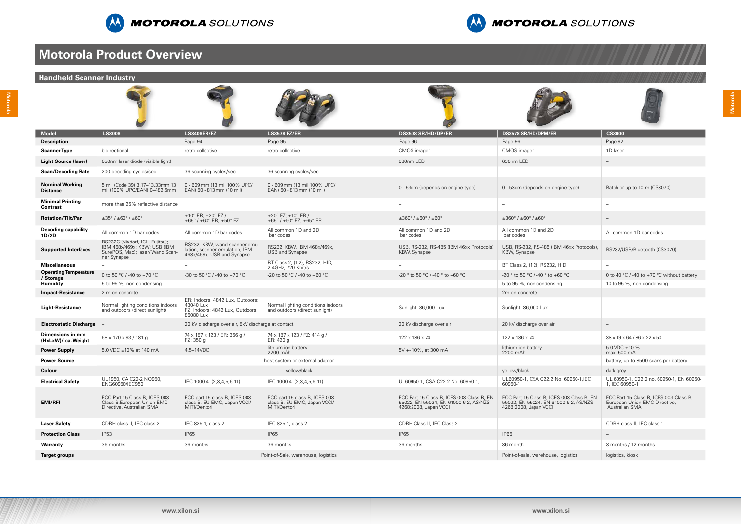# Motorola Product Overview

## Handheld Scanner Industry

| Model | LS3008 | LS3408ER/FZ | LS3578 FZ/ER | | DS3508 SR/HD/DP/ER | DS3578 SR/HD/DPM/ER | CS3000 |
|---|---|---|---|---|---|---|---|
| Description | – | Page 94 | Page 95 | | Page 96 | Page 96 | Page 92 |
| Scanner Type | bidirectional | retro-collective | retro-collective | | CMOS-imager | CMOS-imager | 1D laser |
| Light Source (laser) | 650nm laser diode (visible light) | | | | 630nm LED | 630nm LED | – |
| Scan/Decoding Rate | 200 decoding cycles/sec. | 36 scanning cycles/sec. | 36 scanning cycles/sec. | | – | – | – |
| Nominal Working Distance | 5 mil (Code 39) 3.17–13.33mm 13 mil (100% UPC/EAN) 0–482.5mm | 0 - 609mm (13 mil 100% UPC/EAN) 50 - 813mm (10 mil) | 0 - 609mm (13 mil 100% UPC/EAN) 50 - 813mm (10 mil) | | 0 - 53cm (depends on engine-type) | 0 - 53cm (depends on engine-type) | Batch or up to 10 m (CS3070) |
| Minimal Printing Contrast | more than 25% reflective distance | | | | – | – | – |
| Rotation/Tilt/Pan | ±35° / ±60° / ±60° | ±10° ER; ±20° FZ / ±65° / ±60° ER; ±50° FZ | ±20° FZ; ±10° ER / ±65° / ±50° FZ; ±65° ER | | ±360° / ±60° / ±60° | ±360° / ±60° / ±60° | – |
| Decoding capability 1D/2D | All common 1D bar codes | All common 1D bar codes | All common 1D and 2D bar codes | | All common 1D and 2D bar codes | All common 1D and 2D bar codes | All common 1D bar codes |
| Supported Interfaces | RS232C (Nixdorf, ICL, Fujitsu); IBM 468x/469x; KBW; USB (IBM SurePOS, Mac); laser/Wand Scanner Synapse | RS232, KBW, wand scanner emulation, scanner emulation, IBM 468x/469x, USB and Synapse | RS232, KBW, IBM 468x/469x, USB and Synapse | | USB, RS-232, RS-485 (IBM 46xx Protocols), KBW, Synapse | USB, RS-232, RS-485 (IBM 46xx Protocols), KBW, Synapse | RS232/USB/Bluetooth (CS3070) |
| Miscellaneous | – | – | BT Class 2, (1.2), RS232, HID, 2,4GHz, 720 Kbit/s | | – | BT Class 2, (1.2), RS232, HID | – |
| Operating Temperature / Storage | 0 to 50 °C / -40 to +70 °C | -30 to 50 °C / -40 to +70 °C | -20 to 50 °C / -40 to +60 °C | | -20 ° to 50 °C / -40 ° to +60 °C | -20 ° to 50 °C / -40 ° to +60 °C | 0 to 40 °C / -40 to +70 °C without battery |
| Humidity | 5 to 95 %, non-condensing | | | | | 5 to 95 %, non-condensing | 10 to 95 %, non-condensing |
| Impact-Resistance | 2 m on concrete | | | | | 2m on concrete | – |
| Light-Resistance | Normal lighting conditions indoors and outdoors (direct sunlight) | ER: Indoors: 4842 Lux, Outdoors: 43040 Lux FZ: Indoors: 4842 Lux, Outdoors: 86080 Lux | Normal lighting conditions indoors and outdoors (direct sunlight) | | Sunlight: 86,000 Lux | Sunlight: 86,000 Lux | – |
| Electrostatic Discharge | – | 20 kV discharge over air, 8kV discharge at contact | | | 20 kV discharge over air | 20 kV discharge over air | – |
| Dimensions in mm (HxLxW)/ ca. Weight | 68 x 170 x 93 / 181 g | 74 x 187 x 123 / ER: 356 g / FZ: 350 g | 74 x 187 x 123 / FZ: 414 g / ER: 420 g | | 122 x 186 x 74 | 122 x 186 x 74 | 38 x 19 x 64 / 86 x 22 x 50 |
| Power Supply | 5.0 VDC ±10% at 140 mA | 4.5–14VDC | lithium-ion battery 2200 mAh | | 5V +- 10%, at 300 mA | lithium ion battery 2200 mAh | 5.0 VDC ±10 % max. 500 mA |
| Power Source | host system or external adaptor | | | | | – | battery, up to 8500 scans per battery |
| Colour | yellow/black | | | | | yellow/black | dark grey |
| Electrical Safety | UL1950, CA C22-2 NO950, ENG60950/IEC950 | IEC 1000-4 -(2,3,4,5,6,11) | IEC 1000-4 -(2,3,4,5,6,11) | | UL60950-1, CSA C22.2 No. 60950-1, | UL60950-1, CSA C22.2 No. 60950-1,IEC 60950-1 | UL 60950-1, C22.2 no. 60950-1, EN 60950-1, IEC 60950-1 |
| EMI/RFI | FCC Part 15 Class B, ICES-003 Class B,European Union EMC Directive, Australian SMA | FCC part 15 class B, ICES-003 class B, EU EMC, Japan VCCI/ MITI/Dentori | FCC part 15 class B, ICES-003 class B, EU EMC, Japan VCCI/ MITI/Dentori | | FCC Part 15 Class B, ICES-003 Class B, EN 55022, EN 55024, EN 61000-6-2, AS/NZS 4268:2008, Japan VCCI | FCC Part 15 Class B, ICES-003 Class B, EN 55022, EN 55024, EN 61000-6-2, AS/NZS 4268:2008, Japan VCCI | FCC Part 15 Class B, ICES-003 Class B, European Union EMC Directive, Australian SMA |
| Laser Safety | CDRH class II, IEC class 2 | IEC 825-1, class 2 | IEC 825-1, class 2 | | CDRH Class II, IEC Class 2 | | CDRH class II, IEC class 1 |
| Protection Class | IP53 | IP65 | IP65 | | IP65 | IP65 | – |
| Warranty | 36 months | 36 months | 36 months | | 36 months | 36 month | 3 months / 12 months |
| Target groups | Point-of-Sale, warehouse, logistics | | | | | Point-of-sale, warehouse, logistics | logistics, kiosk |

www.xilon.si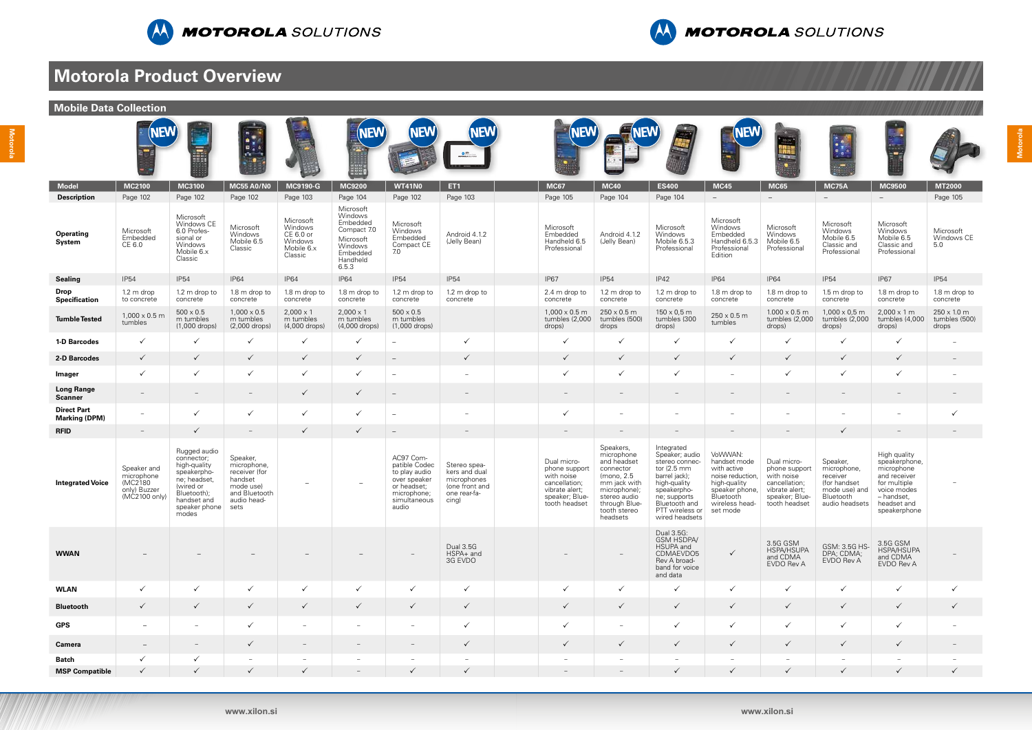# Motorola Product Overview

## Mobile Data Collection

| Model | MC2100 | MC3100 | MC55 A0/N0 | MC9190-G | MC9200 | WT41N0 | ET1 | MC67 | MC40 | ES400 | MC45 | MC65 | MC75A | MC9500 | MT2000 |
|---|---|---|---|---|---|---|---|---|---|---|---|---|---|---|---|
| | NEW | | | | NEW | NEW | NEW | NEW | NEW | | NEW | | | | |
| Description | Page 102 | Page 102 | Page 102 | Page 103 | Page 104 | Page 102 | Page 103 | Page 105 | Page 104 | Page 104 | – | – | – | – | Page 105 |
| Operating System | Microsoft Embedded CE 6.0 | Microsoft Windows CE 6.0 Professional or Windows Mobile 6.x Classic | Microsoft Windows Mobile 6.5 Classic | Microsoft Windows CE 6.0 or Windows Mobile 6.x Classic | Microsoft Windows Embedded Compact 7.0 Microsoft Windows Embedded Handheld 6.5.3 | Microsoft Windows Embedded Compact CE 7.0 | Android 4.1.2 (Jelly Bean) | Microsoft Embedded Handheld 6.5 Professional | Android 4.1.2 (Jelly Bean) | Microsoft Windows Mobile 6.5.3 Professional | Microsoft Windows Embedded Handheld 6.5.3 Professional Edition | Microsoft Windows Mobile 6.5 Professional | Microsoft Windows Mobile 6.5 Classic and Professional | Microsoft Windows Mobile 6.5 Classic and Professional | Microsoft Windows CE 5.0 |
| Sealing | IP54 | IP54 | IP64 | IP64 | IP64 | IP54 | IP54 | IP67 | IP54 | IP42 | IP64 | IP64 | IP54 | IP67 | IP54 |
| Drop Specification | 1.2 m drop to concrete | 1.2 m drop to concrete | 1.8 m drop to concrete | 1.8 m drop to concrete | 1.8 m drop to concrete | 1.2 m drop to concrete | 1.2 m drop to concrete | 2.4 m drop to concrete | 1.2 m drop to concrete | 1.2 m drop to concrete | 1.8 m drop to concrete | 1.8 m drop to concrete | 1.5 m drop to concrete | 1.8 m drop to concrete | 1.8 m drop to concrete |
| Tumble Tested | 1,000 x 0.5 m tumbles | 500 x 0.5 m tumbles (1,000 drops) | 1,000 x 0.5 m tumbles (2,000 drops) | 2,000 x 1 m tumbles (4,000 drops) | 2,000 x 1 m tumbles (4,000 drops) | 500 x 0.5 m tumbles (1,000 drops) | | 1,000 x 0.5 m tumbles (2,000 drops) | 250 x 0.5 m tumbles (500) drops | 150 x 0,5 m tumbles (300 drops) | 250 x 0.5 m tumbles | 1.000 x 0.5 m tumbles (2,000 drops) | 1,000 x 0,5 m tumbles (2,000 drops) | 2,000 x 1 m tumbles (4,000 drops) | 250 x 1.0 m tumbles (500) drops |
| 1-D Barcodes | ✓ | ✓ | ✓ | ✓ | ✓ | – | ✓ | ✓ | ✓ | ✓ | ✓ | ✓ | ✓ | ✓ | – |
| 2-D Barcodes | ✓ | ✓ | ✓ | ✓ | ✓ | – | ✓ | ✓ | ✓ | ✓ | ✓ | ✓ | ✓ | ✓ | – |
| Imager | ✓ | ✓ | ✓ | ✓ | ✓ | – | – | ✓ | ✓ | ✓ | – | ✓ | ✓ | ✓ | – |
| Long Range Scanner | – | – | – | ✓ | ✓ | – | – | – | – | – | – | – | – | – | – |
| Direct Part Marking (DPM) | – | ✓ | ✓ | ✓ | ✓ | – | – | ✓ | – | – | – | – | – | – | ✓ |
| RFID | – | ✓ | – | ✓ | ✓ | – | – | – | – | – | – | – | ✓ | – | – |
| Integrated Voice | Speaker and microphone (MC2180 only) Buzzer (MC2100 only) | Rugged audio connector; high-quality speakerphone; headset, (wired or Bluetooth); handset and speaker phone modes | Speaker, microphone, receiver (for handset mode use) and Bluetooth audio headsets | – | – | AC97 Compatible Codec to play audio over speaker or headset; microphone; simultaneous audio | Stereo speakers and dual microphones (one front and one rear-facing) | Dual microphone support with noise cancellation; vibrate alert; speaker; Bluetooth headset | Speakers, microphone and headset connector (mono, 2.5 mm jack with microphone); stereo audio through Bluetooth stereo headsets | Integrated Speaker; audio stereo connector (2.5 mm barrel jack); high-quality speakerphone; supports Bluetooth and PTT wireless or wired headsets | VoWWAN: handset mode with active noise reduction, high-quality speaker phone, Bluetooth wireless headset mode | Dual microphone support with noise cancellation; vibrate alert; speaker; Bluetooth headset | Speaker, microphone, receiver (for handset mode use) and Bluetooth audio headsets | High quality speakerphone, microphone and receiver for multiple voice modes – handset, headset and speakerphone | – |
| WWAN | – | – | – | – | – | – | Dual 3.5G HSPA+ and 3G EVDO | – | – | Dual 3.5G: GSM HSDPA/HSUPA and CDMAEVDO5 Rev A broadband for voice and data | ✓ | 3.5G GSM HSPA/HSUPA and CDMA EVDO Rev A | GSM: 3.5G HSDPA; CDMA; EVDO Rev A | 3.5G GSM HSPA/HSUPA and CDMA EVDO Rev A | – |
| WLAN | ✓ | ✓ | ✓ | ✓ | ✓ | ✓ | ✓ | ✓ | ✓ | ✓ | ✓ | ✓ | ✓ | ✓ | ✓ |
| Bluetooth | ✓ | ✓ | ✓ | ✓ | ✓ | ✓ | ✓ | ✓ | ✓ | ✓ | ✓ | ✓ | ✓ | ✓ | ✓ |
| GPS | – | – | ✓ | – | – | – | ✓ | ✓ | – | ✓ | ✓ | ✓ | ✓ | ✓ | – |
| Camera | – | – | ✓ | – | – | – | ✓ | ✓ | ✓ | ✓ | ✓ | ✓ | ✓ | ✓ | – |
| Batch | ✓ | ✓ | – | – | – | – | – | – | – | – | – | – | – | – | – |
| MSP Compatible | ✓ | ✓ | ✓ | ✓ | – | ✓ | ✓ | – | – | ✓ | ✓ | ✓ | ✓ | ✓ | ✓ |

www.xilon.si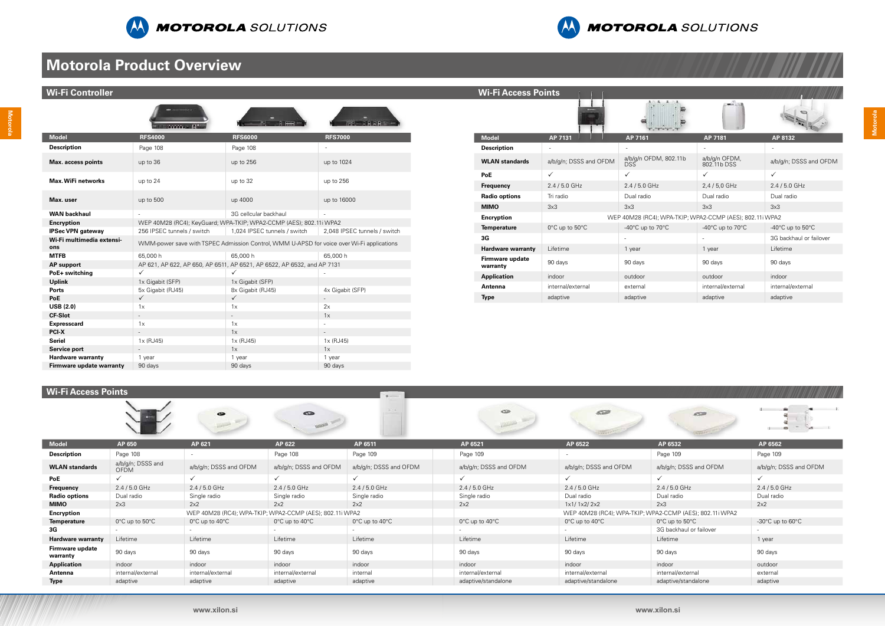# Motorola Product Overview

## Wi-Fi Controller

| Model | RFS4000 | RFS6000 | RFS7000 |
|---|---|---|---|
| Description | Page 108 | Page 108 | - |
| Max. access points | up to 36 | up to 256 | up to 1024 |
| Max. WiFi networks | up to 24 | up to 32 | up to 256 |
| Max. user | up to 500 | up 4000 | up to 16000 |
| WAN backhaul | - | 3G cellcular backhaul | - |
| Encryption | WEP 40M28 (RC4); KeyGuard; WPA-TKIP; WPA2-CCMP (AES); 802.11i WPA2 | | |
| IPSec VPN gateway | 256 IPSEC tunnels / switch | 1,024 IPSEC tunnels / switch | 2,048 IPSEC tunnels / switch |
| Wi-Fi multimedia extensi-ons | WMM-power save with TSPEC Admission Control, WMM U-APSD for voice over Wi-Fi applications | | |
| MTFB | 65,000 h | 65,000 h | 65,000 h |
| AP support | AP 621, AP 622, AP 650, AP 6511, AP 6521, AP 6522, AP 6532, and AP 7131 | | |
| PoE+ switching | ✓ | ✓ | - |
| Uplink | 1x Gigabit (SFP) | 1x Gigabit (SFP) | |
| Ports | 5x Gigabit (RJ45) | 8x Gigabit (RJ45) | 4x Gigabit (SFP) |
| PoE | ✓ | ✓ | - |
| USB (2.0) | 1x | 1x | 2x |
| CF-Slot | - | - | 1x |
| Expresscard | 1x | 1x | - |
| PCI-X | - | 1x | - |
| Seriel | 1x (RJ45) | 1x (RJ45) | 1x (RJ45) |
| Service port | - | 1x | 1x |
| Hardware warranty | 1 year | 1 year | 1 year |
| Firmware update warranty | 90 days | 90 days | 90 days |

## Wi-Fi Access Points

| Model | AP 7131 | AP 7161 | AP 7181 | AP 8132 |
|---|---|---|---|---|
| Description | - | - | - | - |
| WLAN standards | a/b/g/n; DSSS and OFDM | a/b/g/n OFDM, 802.11b DSS | a/b/g/n OFDM, 802.11b DSS | a/b/g/n; DSSS and OFDM |
| PoE | ✓ | ✓ | ✓ | ✓ |
| Frequency | 2.4 / 5.0 GHz | 2.4 / 5.0 GHz | 2,4 / 5,0 GHz | 2.4 / 5.0 GHz |
| Radio options | Tri radio | Dual radio | Dual radio | Dual radio |
| MIMO | 3x3 | 3x3 | 3x3 | 3x3 |
| Encryption | WEP 40M28 (RC4); WPA-TKIP; WPA2-CCMP (AES); 802.11i WPA2 | | | |
| Temperature | 0°C up to 50°C | -40°C up to 70°C | -40°C up to 70°C | -40°C up to 50°C |
| 3G | | - | - | 3G backhaul or failover |
| Hardware warranty | Lifetime | 1 year | 1 year | Lifetime |
| Firmware update warranty | 90 days | 90 days | 90 days | 90 days |
| Application | indoor | outdoor | outdoor | indoor |
| Antenna | internal/external | external | internal/external | internal/external |
| Type | adaptive | adaptive | adaptive | adaptive |

## Wi-Fi Access Points

| Model | AP 650 | AP 621 | AP 622 | AP 6511 | AP 6521 | AP 6522 | AP 6532 | AP 6562 |
|---|---|---|---|---|---|---|---|---|
| Description | Page 108 | - | Page 108 | Page 109 | Page 109 | - | Page 109 | Page 109 |
| WLAN standards | a/b/g/n; DSSS and OFDM | a/b/g/n; DSSS and OFDM | a/b/g/n; DSSS and OFDM | a/b/g/n; DSSS and OFDM | a/b/g/n; DSSS and OFDM | a/b/g/n; DSSS and OFDM | a/b/g/n; DSSS and OFDM | a/b/g/n; DSSS and OFDM |
| PoE | ✓ | ✓ | ✓ | ✓ | ✓ | ✓ | ✓ | ✓ |
| Frequency | 2.4 / 5.0 GHz | 2.4 / 5.0 GHz | 2.4 / 5.0 GHz | 2.4 / 5.0 GHz | 2.4 / 5.0 GHz | 2.4 / 5.0 GHz | 2.4 / 5.0 GHz | 2.4 / 5.0 GHz |
| Radio options | Dual radio | Single radio | Single radio | Single radio | Single radio | Dual radio | Dual radio | Dual radio |
| MIMO | 2x3 | 2x2 | 2x2 | 2x2 | 2x2 | 1x1/ 1x2/ 2x2 | 2x3 | 2x2 |
| Encryption | WEP 40M28 (RC4); WPA-TKIP; WPA2-CCMP (AES); 802.11i WPA2 | | | | WEP 40M28 (RC4); WPA-TKIP; WPA2-CCMP (AES); 802.11i WPA2 | | | |
| Temperature | 0°C up to 50°C | 0°C up to 40°C | 0°C up to 40°C | 0°C up to 40°C | 0°C up to 40°C | 0°C up to 40°C | 0°C up to 50°C | -30°C up to 60°C |
| 3G | - | - | - | - | - | - | 3G backhaul or failover | - |
| Hardware warranty | Lifetime | Lifetime | Lifetime | Lifetime | Lifetime | Lifetime | Lifetime | 1 year |
| Firmware update warranty | 90 days | 90 days | 90 days | 90 days | 90 days | 90 days | 90 days | 90 days |
| Application | indoor | indoor | indoor | indoor | indoor | indoor | indoor | outdoor |
| Antenna | internal/external | internal/external | internal/external | internal | internal/external | internal/external | internal/external | external |
| Type | adaptive | adaptive | adaptive | adaptive | adaptive/standalone | adaptive/standalone | adaptive/standalone | adaptive |

www.xilon.si